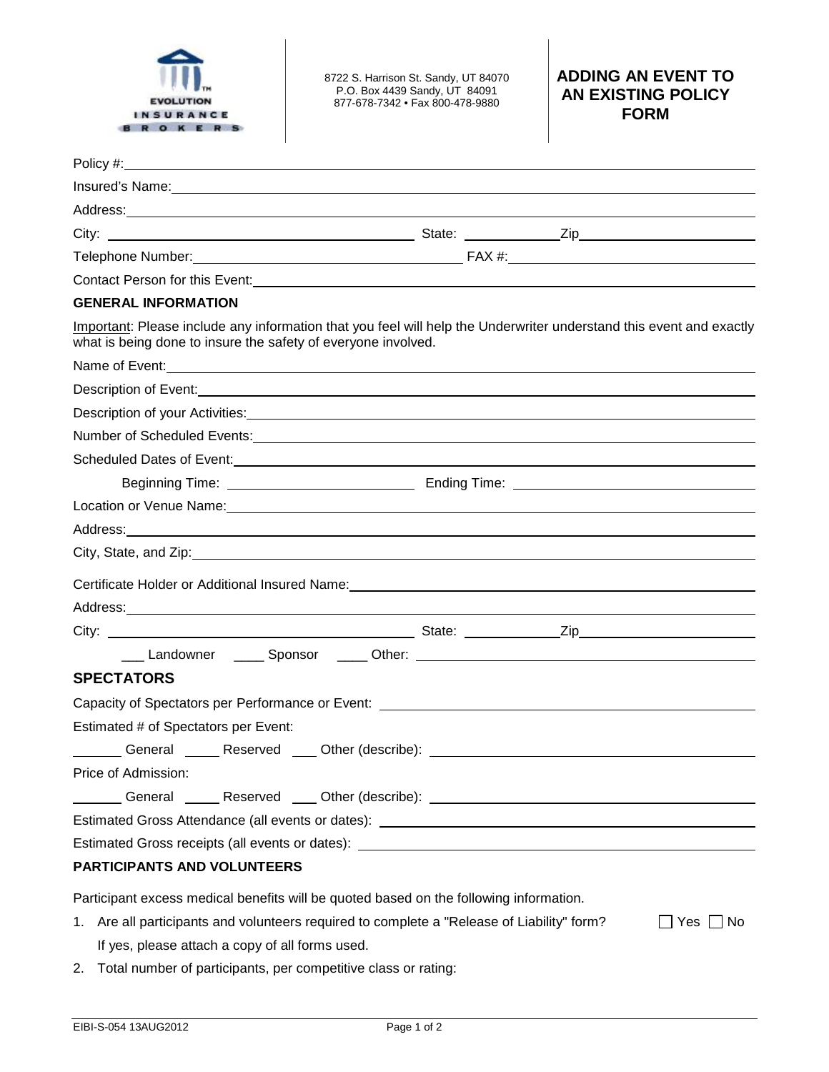EVOLUTION INSURANCE BROKERS

8722 S. Harrison St. Sandy, UT 84070
P.O. Box 4439 Sandy, UT 84091
877-678-7342 • Fax 800-478-9880

# ADDING AN EVENT TO AN EXISTING POLICY FORM

Policy #: ____________________

Insured's Name: ____________________

Address: ____________________

City: ____________________ State: __________ Zip ____________________

Telephone Number: ____________________ FAX #: ____________________

Contact Person for this Event: ____________________

## GENERAL INFORMATION

Important: Please include any information that you feel will help the Underwriter understand this event and exactly what is being done to insure the safety of everyone involved.

Name of Event: ____________________

Description of Event: ____________________

Description of your Activities: ____________________

Number of Scheduled Events: ____________________

Scheduled Dates of Event: ____________________

Beginning Time: ____________________ Ending Time: ____________________

Location or Venue Name: ____________________

Address: ____________________

City, State, and Zip: ____________________

Certificate Holder or Additional Insured Name: ____________________

Address: ____________________

City: ____________________ State: __________ Zip ____________________

___ Landowner ____ Sponsor ____ Other: ____________________

## SPECTATORS

Capacity of Spectators per Performance or Event: ____________________

Estimated # of Spectators per Event:

______ General _____ Reserved ___ Other (describe): ____________________

Price of Admission:

______ General _____ Reserved ___ Other (describe): ____________________

Estimated Gross Attendance (all events or dates): ____________________

Estimated Gross receipts (all events or dates): ____________________

## PARTICIPANTS AND VOLUNTEERS

Participant excess medical benefits will be quoted based on the following information.

1. Are all participants and volunteers required to complete a "Release of Liability" form? ☐ Yes ☐ No
   If yes, please attach a copy of all forms used.
2. Total number of participants, per competitive class or rating:

EIBI-S-054 13AUG2012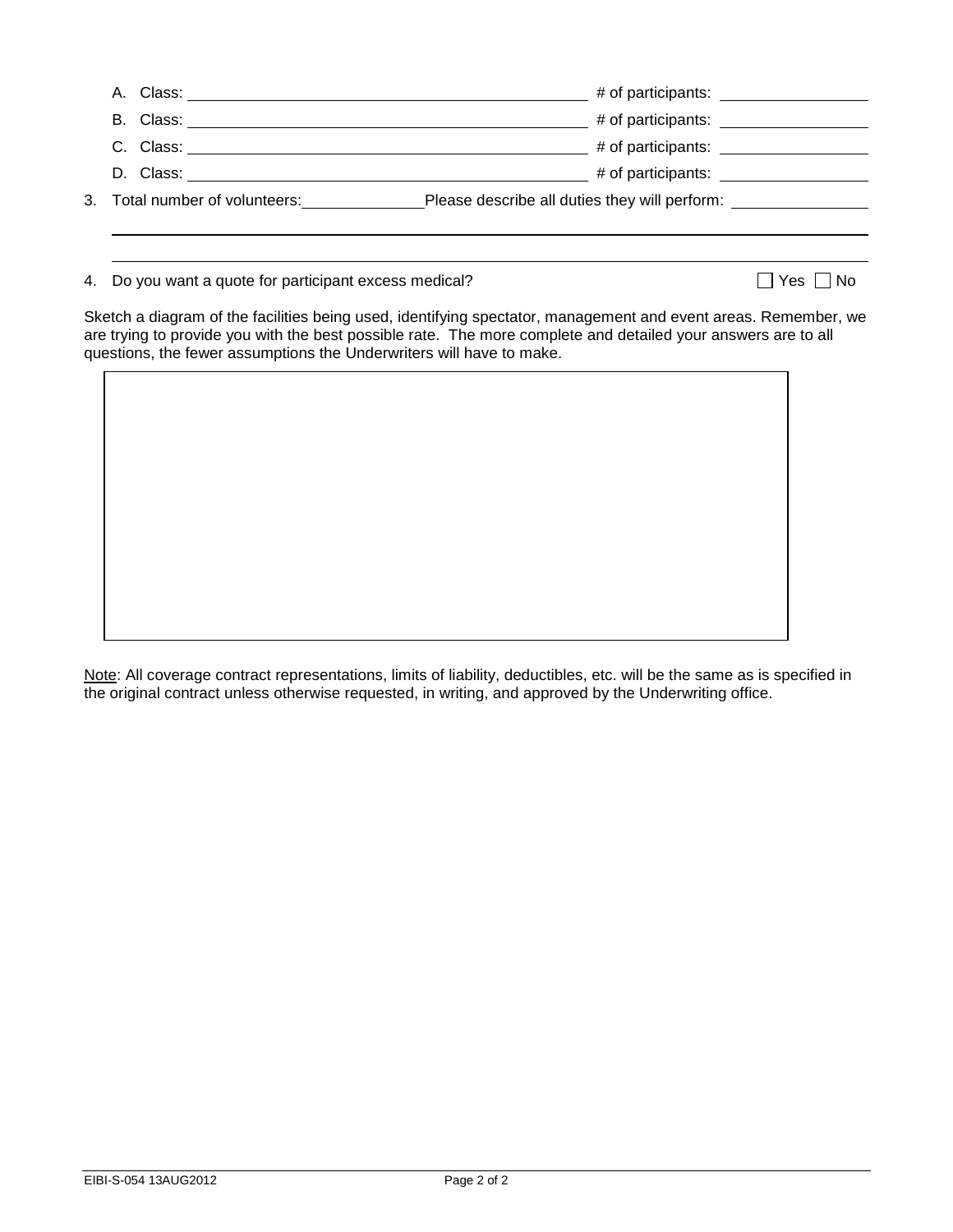A. Class: ______________________________ # of participants: __________

B. Class: ______________________________ # of participants: __________

C. Class: ______________________________ # of participants: __________

D. Class: ______________________________ # of participants: __________

3. Total number of volunteers: __________ Please describe all duties they will perform: __________

______________________________________________________________________

______________________________________________________________________

4. Do you want a quote for participant excess medical? ☐ Yes ☐ No

Sketch a diagram of the facilities being used, identifying spectator, management and event areas. Remember, we are trying to provide you with the best possible rate. The more complete and detailed your answers are to all questions, the fewer assumptions the Underwriters will have to make.

Note: All coverage contract representations, limits of liability, deductibles, etc. will be the same as is specified in the original contract unless otherwise requested, in writing, and approved by the Underwriting office.

EIBI-S-054 13AUG2012